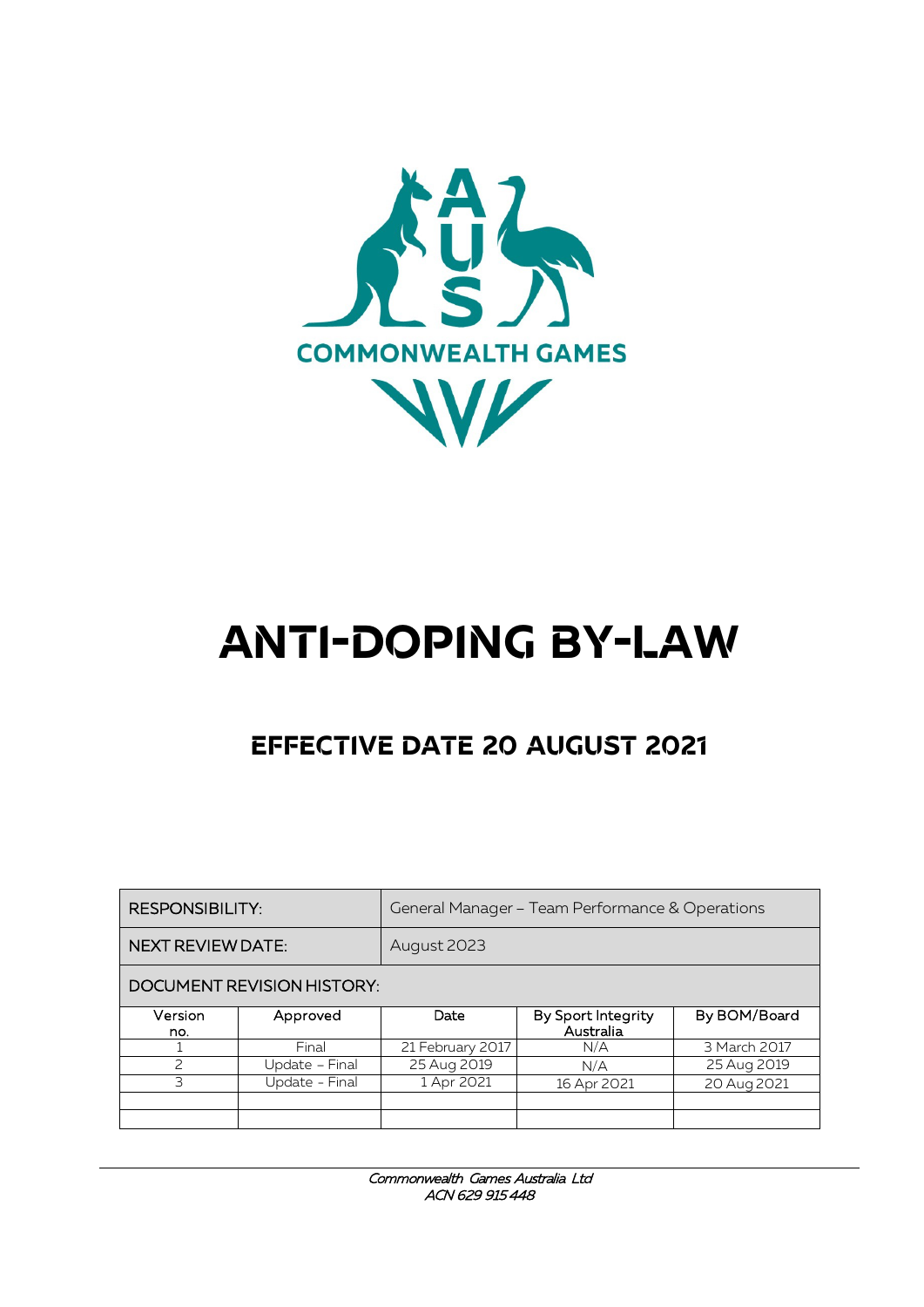COMMONWEALTH GAMES

# ANTI-DOPING BY-LAW

## EFFECTIVE DATE 20 AUGUST 2021

| RESPONSIBILITY: | | General Manager – Team Performance & Operations | | |
|---|---|---|---|---|
| NEXT REVIEW DATE: | | August 2023 | | |
| DOCUMENT REVISION HISTORY: | | | | |
| Version no. | Approved | Date | By Sport Integrity Australia | By BOM/Board |
| 1 | Final | 21 February 2017 | N/A | 3 March 2017 |
| 2 | Update – Final | 25 Aug 2019 | N/A | 25 Aug 2019 |
| 3 | Update - Final | 1 Apr 2021 | 16 Apr 2021 | 20 Aug 2021 |
| | | | | |
| | | | | |

*Commonwealth Games Australia Ltd*
*ACN 629 915 448*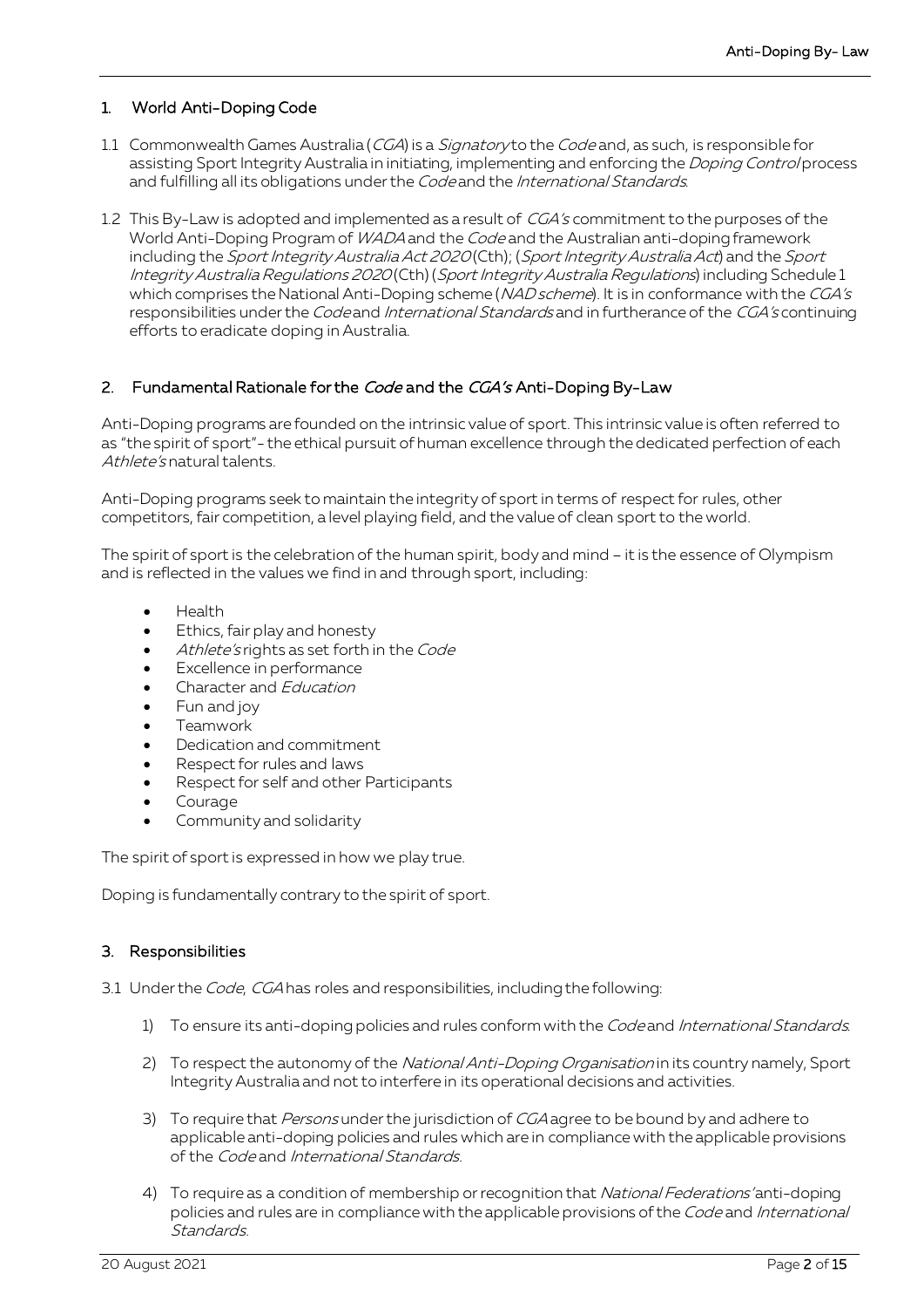## 1. World Anti-Doping Code

1.1 Commonwealth Games Australia (*CGA*) is a *Signatory* to the *Code* and, as such, is responsible for assisting Sport Integrity Australia in initiating, implementing and enforcing the *Doping Control* process and fulfilling all its obligations under the *Code* and the *International Standards*.

1.2 This By-Law is adopted and implemented as a result of *CGA's* commitment to the purposes of the World Anti-Doping Program of *WADA* and the *Code* and the Australian anti-doping framework including the *Sport Integrity Australia Act 2020* (Cth); (*Sport Integrity Australia Act*) and the *Sport Integrity Australia Regulations 2020* (Cth) (*Sport Integrity Australia Regulations*) including Schedule 1 which comprises the National Anti-Doping scheme (*NAD scheme*). It is in conformance with the *CGA's* responsibilities under the *Code* and *International Standards* and in furtherance of the *CGA's* continuing efforts to eradicate doping in Australia.

## 2. Fundamental Rationale for the *Code* and the *CGA's* Anti-Doping By-Law

Anti-Doping programs are founded on the intrinsic value of sport. This intrinsic value is often referred to as "the spirit of sport"- the ethical pursuit of human excellence through the dedicated perfection of each *Athlete's* natural talents.

Anti-Doping programs seek to maintain the integrity of sport in terms of respect for rules, other competitors, fair competition, a level playing field, and the value of clean sport to the world.

The spirit of sport is the celebration of the human spirit, body and mind – it is the essence of Olympism and is reflected in the values we find in and through sport, including:

- Health
- Ethics, fair play and honesty
- *Athlete's* rights as set forth in the *Code*
- Excellence in performance
- Character and *Education*
- Fun and joy
- Teamwork
- Dedication and commitment
- Respect for rules and laws
- Respect for self and other Participants
- Courage
- Community and solidarity

The spirit of sport is expressed in how we play true.

Doping is fundamentally contrary to the spirit of sport.

## 3. Responsibilities

3.1 Under the *Code*, *CGA* has roles and responsibilities, including the following:

1) To ensure its anti-doping policies and rules conform with the *Code* and *International Standards*.

2) To respect the autonomy of the *National Anti-Doping Organisation* in its country namely, Sport Integrity Australia and not to interfere in its operational decisions and activities.

3) To require that *Persons* under the jurisdiction of *CGA* agree to be bound by and adhere to applicable anti-doping policies and rules which are in compliance with the applicable provisions of the *Code* and *International Standards*.

4) To require as a condition of membership or recognition that *National Federations'* anti-doping policies and rules are in compliance with the applicable provisions of the *Code* and *International Standards*.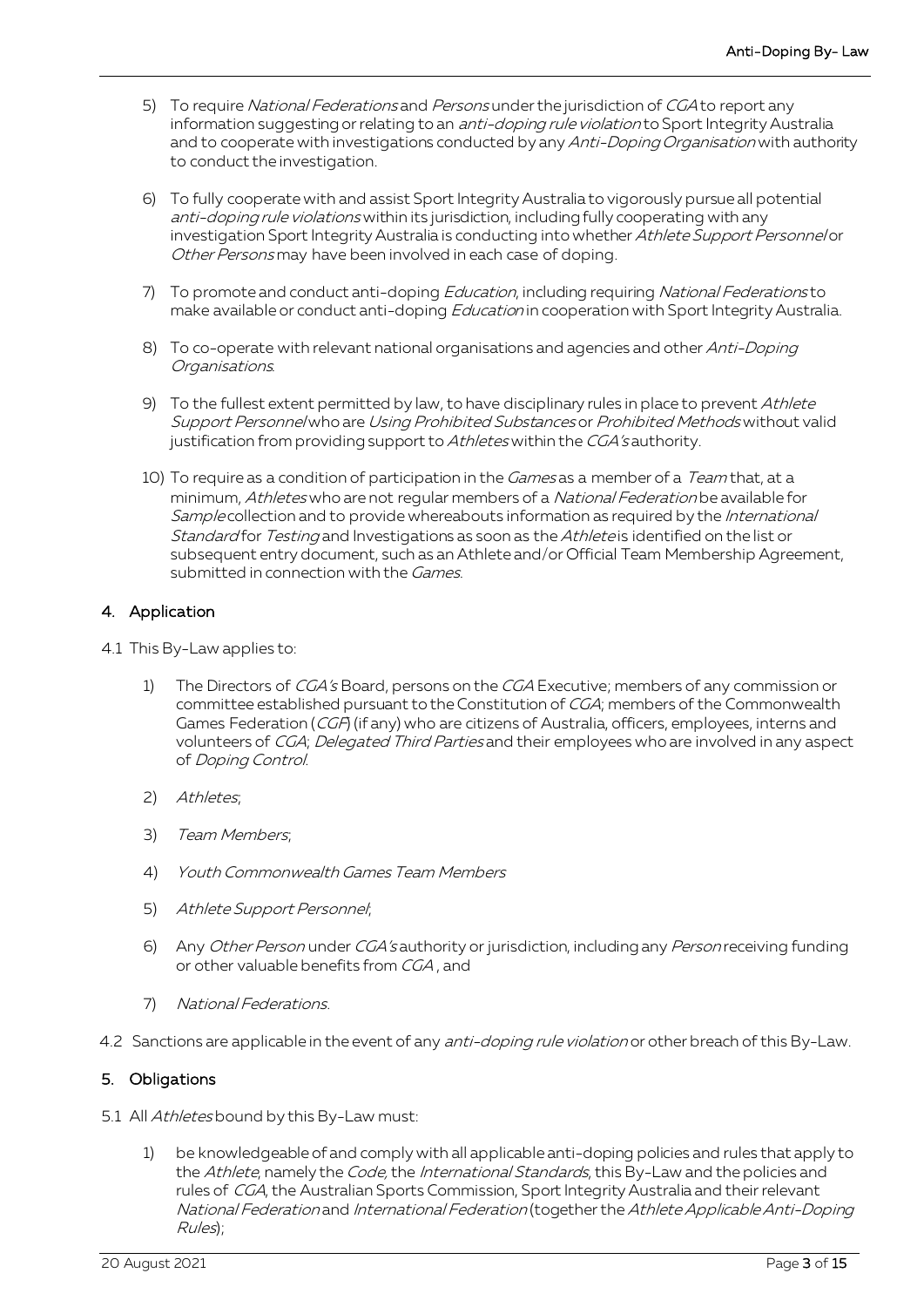5) To require *National Federations* and *Persons* under the jurisdiction of *CGA* to report any information suggesting or relating to an *anti-doping rule violation* to Sport Integrity Australia and to cooperate with investigations conducted by any *Anti-Doping Organisation* with authority to conduct the investigation.

6) To fully cooperate with and assist Sport Integrity Australia to vigorously pursue all potential *anti-doping rule violations* within its jurisdiction, including fully cooperating with any investigation Sport Integrity Australia is conducting into whether *Athlete Support Personnel* or *Other Persons* may have been involved in each case of doping.

7) To promote and conduct anti-doping *Education*, including requiring *National Federations* to make available or conduct anti-doping *Education* in cooperation with Sport Integrity Australia.

8) To co-operate with relevant national organisations and agencies and other *Anti-Doping Organisations*.

9) To the fullest extent permitted by law, to have disciplinary rules in place to prevent *Athlete Support Personnel* who are *Using Prohibited Substances* or *Prohibited Methods* without valid justification from providing support to *Athletes* within the *CGA's* authority.

10) To require as a condition of participation in the *Games* as a member of a *Team* that, at a minimum, *Athletes* who are not regular members of a *National Federation* be available for *Sample* collection and to provide whereabouts information as required by the *International Standard* for *Testing* and Investigations as soon as the *Athlete* is identified on the list or subsequent entry document, such as an Athlete and/or Official Team Membership Agreement, submitted in connection with the *Games*.

## 4. Application

4.1 This By-Law applies to:

1) The Directors of *CGA's* Board, persons on the *CGA* Executive; members of any commission or committee established pursuant to the Constitution of *CGA*; members of the Commonwealth Games Federation (*CGF*) (if any) who are citizens of Australia, officers, employees, interns and volunteers of *CGA*; *Delegated Third Parties* and their employees who are involved in any aspect of *Doping Control*.

2) *Athletes*;

3) *Team Members*;

4) *Youth Commonwealth Games Team Members*

5) *Athlete Support Personnel*;

6) Any *Other Person* under *CGA's* authority or jurisdiction, including any *Person* receiving funding or other valuable benefits from *CGA* , and

7) *National Federations*.

4.2 Sanctions are applicable in the event of any *anti-doping rule violation* or other breach of this By-Law.

## 5. Obligations

5.1 All *Athletes* bound by this By-Law must:

1) be knowledgeable of and comply with all applicable anti-doping policies and rules that apply to the *Athlete*, namely the *Code*, the *International Standards*, this By-Law and the policies and rules of *CGA*, the Australian Sports Commission, Sport Integrity Australia and their relevant *National Federation* and *International Federation* (together the *Athlete Applicable Anti-Doping Rules*);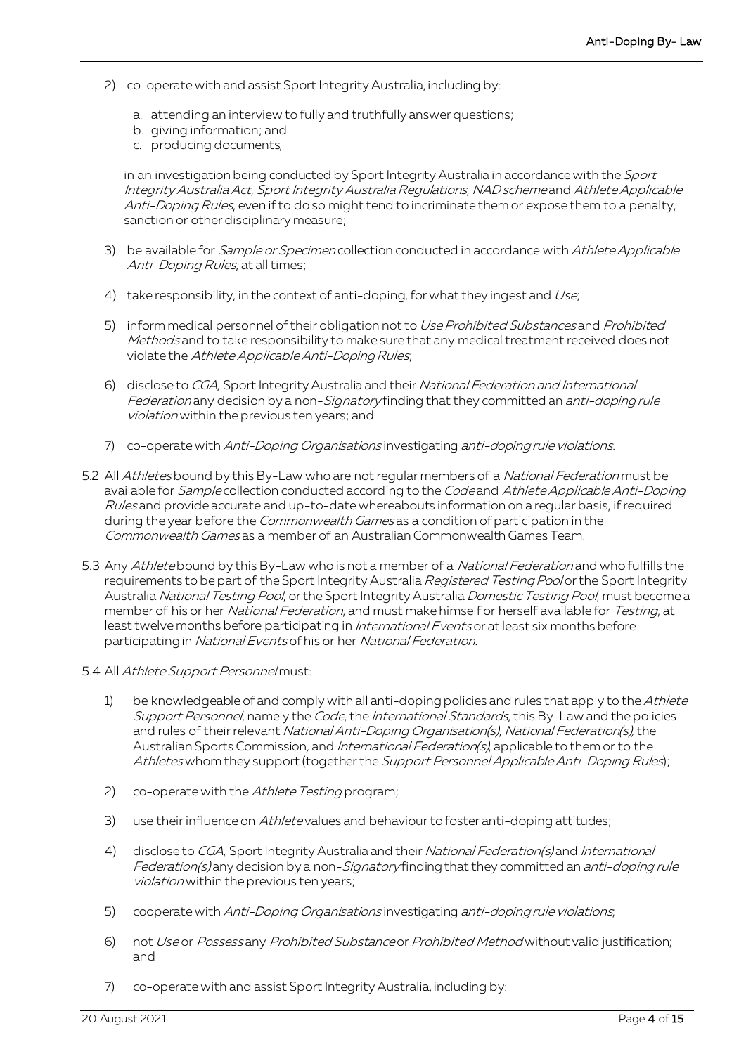2) co-operate with and assist Sport Integrity Australia, including by:

    a. attending an interview to fully and truthfully answer questions;
    b. giving information; and
    c. producing documents,

    in an investigation being conducted by Sport Integrity Australia in accordance with the *Sport Integrity Australia Act*, *Sport Integrity Australia Regulations*, *NAD scheme* and *Athlete Applicable Anti-Doping Rules*, even if to do so might tend to incriminate them or expose them to a penalty, sanction or other disciplinary measure;

3) be available for *Sample or Specimen* collection conducted in accordance with *Athlete Applicable Anti-Doping Rules*, at all times;

4) take responsibility, in the context of anti-doping, for what they ingest and *Use*;

5) inform medical personnel of their obligation not to *Use Prohibited Substances* and *Prohibited Methods* and to take responsibility to make sure that any medical treatment received does not violate the *Athlete Applicable Anti-Doping Rules*;

6) disclose to *CGA*, Sport Integrity Australia and their *National Federation and International Federation* any decision by a non-*Signatory* finding that they committed an *anti-doping rule violation* within the previous ten years; and

7) co-operate with *Anti-Doping Organisations* investigating *anti-doping rule violations*.

5.2 All *Athletes* bound by this By-Law who are not regular members of a *National Federation* must be available for *Sample* collection conducted according to the *Code* and *Athlete Applicable Anti-Doping Rules* and provide accurate and up-to-date whereabouts information on a regular basis, if required during the year before the *Commonwealth Games* as a condition of participation in the *Commonwealth Games* as a member of an Australian Commonwealth Games Team.

5.3 Any *Athlete* bound by this By-Law who is not a member of a *National Federation* and who fulfills the requirements to be part of the Sport Integrity Australia *Registered Testing Pool* or the Sport Integrity Australia *National Testing Pool*, or the Sport Integrity Australia *Domestic Testing Pool*, must become a member of his or her *National Federation*, and must make himself or herself available for *Testing*, at least twelve months before participating in *International Events* or at least six months before participating in *National Events* of his or her *National Federation*.

5.4 All *Athlete Support Personnel* must:

1) be knowledgeable of and comply with all anti-doping policies and rules that apply to the *Athlete Support Personnel*, namely the *Code*, the *International Standards*, this By-Law and the policies and rules of their relevant *National Anti-Doping Organisation(s)*, *National Federation(s)*, the Australian Sports Commission, and *International Federation(s)*, applicable to them or to the *Athletes* whom they support (together the *Support Personnel Applicable Anti-Doping Rules*);

2) co-operate with the *Athlete Testing* program;

3) use their influence on *Athlete* values and behaviour to foster anti-doping attitudes;

4) disclose to *CGA*, Sport Integrity Australia and their *National Federation(s)* and *International Federation(s)* any decision by a non-*Signatory* finding that they committed an *anti-doping rule violation* within the previous ten years;

5) cooperate with *Anti-Doping Organisations* investigating *anti-doping rule violations*;

6) not *Use* or *Possess* any *Prohibited Substance* or *Prohibited Method* without valid justification; and

7) co-operate with and assist Sport Integrity Australia, including by: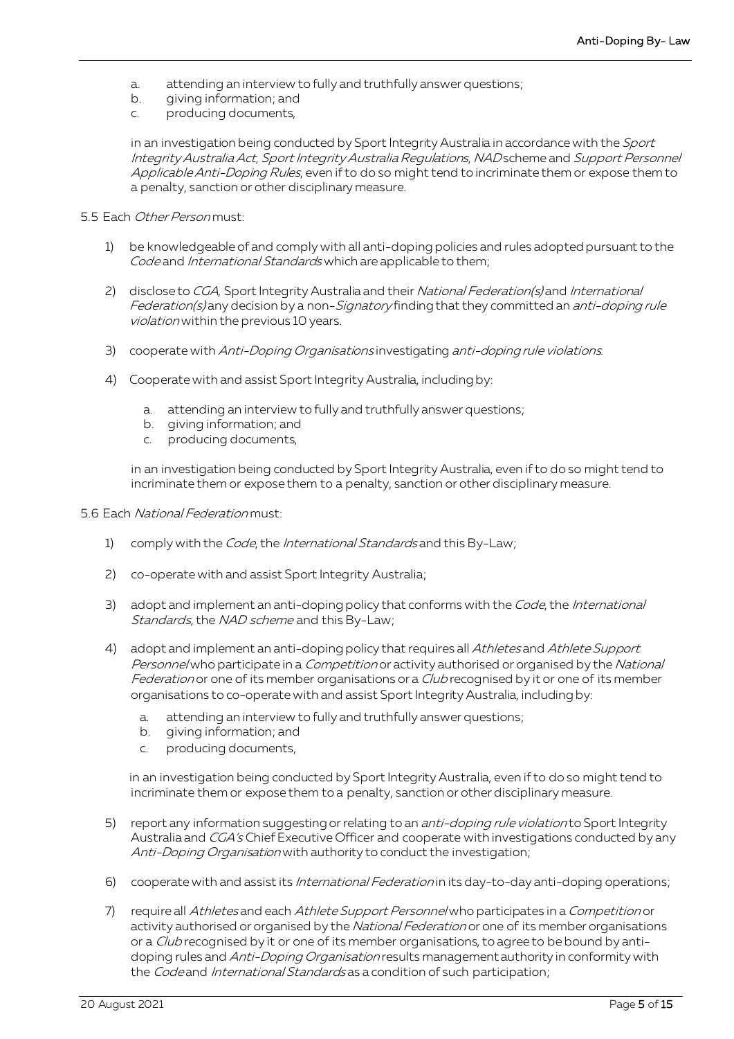a. attending an interview to fully and truthfully answer questions;
b. giving information; and
c. producing documents,

in an investigation being conducted by Sport Integrity Australia in accordance with the *Sport Integrity Australia Act*, *Sport Integrity Australia Regulations*, *NAD* scheme and *Support Personnel Applicable Anti-Doping Rules*, even if to do so might tend to incriminate them or expose them to a penalty, sanction or other disciplinary measure.

5.5 Each *Other Person* must:

1) be knowledgeable of and comply with all anti-doping policies and rules adopted pursuant to the *Code* and *International Standards* which are applicable to them;

2) disclose to *CGA*, Sport Integrity Australia and their *National Federation(s)* and *International Federation(s)* any decision by a non-*Signatory* finding that they committed an *anti-doping rule violation* within the previous 10 years.

3) cooperate with *Anti-Doping Organisations* investigating *anti-doping rule violations*.

4) Cooperate with and assist Sport Integrity Australia, including by:

   a. attending an interview to fully and truthfully answer questions;
   b. giving information; and
   c. producing documents,

   in an investigation being conducted by Sport Integrity Australia, even if to do so might tend to incriminate them or expose them to a penalty, sanction or other disciplinary measure.

5.6 Each *National Federation* must:

1) comply with the *Code*, the *International Standards* and this By-Law;

2) co-operate with and assist Sport Integrity Australia;

3) adopt and implement an anti-doping policy that conforms with the *Code*, the *International Standards*, the *NAD scheme* and this By-Law;

4) adopt and implement an anti-doping policy that requires all *Athletes* and *Athlete Support Personnel* who participate in a *Competition* or activity authorised or organised by the *National Federation* or one of its member organisations or a *Club* recognised by it or one of its member organisations to co-operate with and assist Sport Integrity Australia, including by:

   a. attending an interview to fully and truthfully answer questions;
   b. giving information; and
   c. producing documents,

   in an investigation being conducted by Sport Integrity Australia, even if to do so might tend to incriminate them or expose them to a penalty, sanction or other disciplinary measure.

5) report any information suggesting or relating to an *anti-doping rule violation* to Sport Integrity Australia and *CGA's* Chief Executive Officer and cooperate with investigations conducted by any *Anti-Doping Organisation* with authority to conduct the investigation;

6) cooperate with and assist its *International Federation* in its day-to-day anti-doping operations;

7) require all *Athletes* and each *Athlete Support Personnel* who participates in a *Competition* or activity authorised or organised by the *National Federation* or one of its member organisations or a *Club* recognised by it or one of its member organisations, to agree to be bound by anti-doping rules and *Anti-Doping Organisation* results management authority in conformity with the *Code* and *International Standards* as a condition of such participation;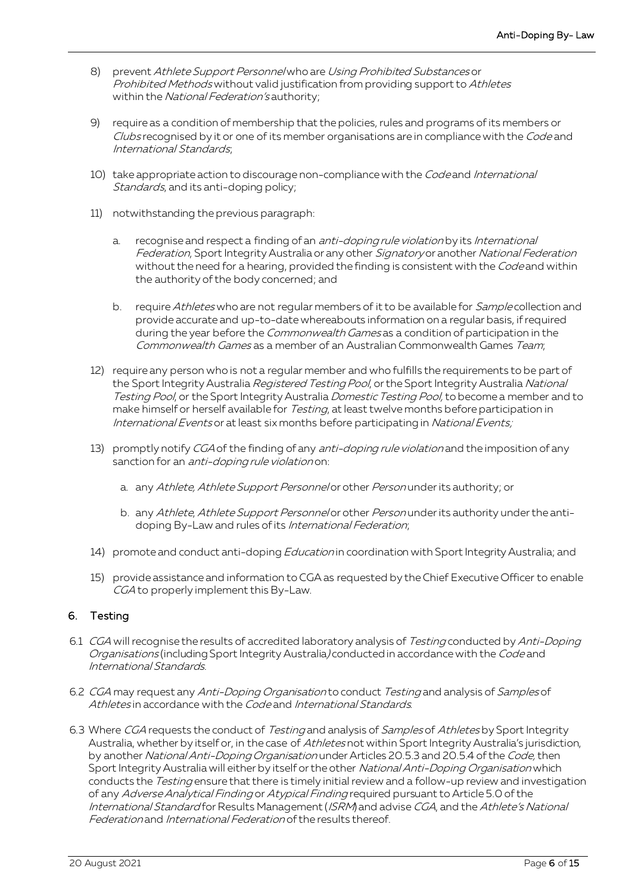8) prevent *Athlete Support Personnel* who are *Using Prohibited Substances* or *Prohibited Methods* without valid justification from providing support to *Athletes* within the *National Federation's* authority;

9) require as a condition of membership that the policies, rules and programs of its members or *Clubs* recognised by it or one of its member organisations are in compliance with the *Code* and *International Standards*;

10) take appropriate action to discourage non-compliance with the *Code* and *International Standards*, and its anti-doping policy;

11) notwithstanding the previous paragraph:

    a. recognise and respect a finding of an *anti-doping rule violation* by its *International Federation*, Sport Integrity Australia or any other *Signatory* or another *National Federation* without the need for a hearing, provided the finding is consistent with the *Code* and within the authority of the body concerned; and

    b. require *Athletes* who are not regular members of it to be available for *Sample* collection and provide accurate and up-to-date whereabouts information on a regular basis, if required during the year before the *Commonwealth Games* as a condition of participation in the *Commonwealth Games* as a member of an Australian Commonwealth Games *Team*;

12) require any person who is not a regular member and who fulfills the requirements to be part of the Sport Integrity Australia *Registered Testing Pool*, or the Sport Integrity Australia *National Testing Pool*, or the Sport Integrity Australia *Domestic Testing Pool,* to become a member and to make himself or herself available for *Testing*, at least twelve months before participation in *International Events* or at least six months before participating in *National Events;*

13) promptly notify *CGA* of the finding of any *anti-doping rule violation* and the imposition of any sanction for an *anti-doping rule violation* on:

    a. any *Athlete, Athlete Support Personnel* or other *Person* under its authority; or

    b. any *Athlete, Athlete Support Personnel* or other *Person* under its authority under the anti-doping By-Law and rules of its *International Federation*;

14) promote and conduct anti-doping *Education* in coordination with Sport Integrity Australia; and

15) provide assistance and information to CGA as requested by the Chief Executive Officer to enable *CGA* to properly implement this By-Law.

## 6. Testing

6.1 *CGA* will recognise the results of accredited laboratory analysis of *Testing* conducted by *Anti-Doping Organisations* (including Sport Integrity Australia*)* conducted in accordance with the *Code* and *International Standards*.

6.2 *CGA* may request any *Anti-Doping Organisation* to conduct *Testing* and analysis of *Samples* of *Athletes* in accordance with the *Code* and *International Standards*.

6.3 Where *CGA* requests the conduct of *Testing* and analysis of *Samples* of *Athletes* by Sport Integrity Australia, whether by itself or, in the case of *Athletes* not within Sport Integrity Australia's jurisdiction, by another *National Anti-Doping Organisation* under Articles 20.5.3 and 20.5.4 of the *Code*, then Sport Integrity Australia will either by itself or the other *National Anti-Doping Organisation* which conducts the *Testing* ensure that there is timely initial review and a follow-up review and investigation of any *Adverse Analytical Finding* or *Atypical Finding* required pursuant to Article 5.0 of the *International Standard* for Results Management (*ISRM*) and advise *CGA*, and the *Athlete's National Federation* and *International Federation* of the results thereof.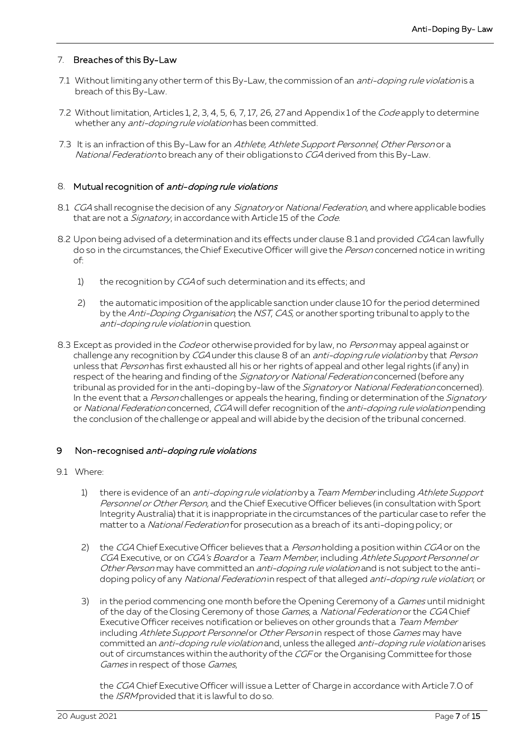## 7. Breaches of this By-Law

7.1 Without limiting any other term of this By-Law, the commission of an *anti-doping rule violation* is a breach of this By-Law.

7.2 Without limitation, Articles 1, 2, 3, 4, 5, 6, 7, 17, 26, 27 and Appendix 1 of the *Code* apply to determine whether any *anti-doping rule violation* has been committed.

7.3 It is an infraction of this By-Law for an *Athlete, Athlete Support Personnel, Other Person* or a *National Federation* to breach any of their obligations to *CGA* derived from this By-Law.

## 8. Mutual recognition of *anti-doping rule violations*

8.1 *CGA* shall recognise the decision of any *Signatory* or *National Federation*, and where applicable bodies that are not a *Signatory*, in accordance with Article 15 of the *Code*.

8.2 Upon being advised of a determination and its effects under clause 8.1 and provided *CGA* can lawfully do so in the circumstances, the Chief Executive Officer will give the *Person* concerned notice in writing of:

1) the recognition by *CGA* of such determination and its effects; and

2) the automatic imposition of the applicable sanction under clause 10 for the period determined by the *Anti-Doping Organisation*, the *NST*, *CAS*, or another sporting tribunal to apply to the *anti-doping rule violation* in question.

8.3 Except as provided in the *Code* or otherwise provided for by law, no *Person* may appeal against or challenge any recognition by *CGA* under this clause 8 of an *anti-doping rule violation* by that *Person* unless that *Person* has first exhausted all his or her rights of appeal and other legal rights (if any) in respect of the hearing and finding of the *Signatory* or *National Federation* concerned (before any tribunal as provided for in the anti-doping by-law of the *Signatory* or *National Federation* concerned). In the event that a *Person* challenges or appeals the hearing, finding or determination of the *Signatory* or *National Federation* concerned, *CGA* will defer recognition of the *anti-doping rule violation* pending the conclusion of the challenge or appeal and will abide by the decision of the tribunal concerned.

## 9 Non-recognised *anti-doping rule violations*

9.1 Where:

1) there is evidence of an *anti-doping rule violation* by a *Team Member* including *Athlete Support Personnel or Other Person,* and the Chief Executive Officer believes (in consultation with Sport Integrity Australia) that it is inappropriate in the circumstances of the particular case to refer the matter to a *National Federation* for prosecution as a breach of its anti-doping policy; or

2) the *CGA* Chief Executive Officer believes that a *Person* holding a position within *CGA* or on the *CGA* Executive, or on *CGA's Board* or a *Team Member*, including *Athlete Support Personnel or Other Person* may have committed an *anti-doping rule violation* and is not subject to the anti-doping policy of any *National Federation* in respect of that alleged *anti-doping rule violation*; or

3) in the period commencing one month before the Opening Ceremony of a *Games* until midnight of the day of the Closing Ceremony of those *Games*, a *National Federation* or the *CGA* Chief Executive Officer receives notification or believes on other grounds that a *Team Member* including *Athlete Support Personnel* or *Other Person* in respect of those *Games* may have committed an *anti-doping rule violation* and, unless the alleged *anti-doping rule violation* arises out of circumstances within the authority of the *CGF* or the Organising Committee for those *Games* in respect of those *Games*,

the *CGA* Chief Executive Officer will issue a Letter of Charge in accordance with Article 7.0 of the *ISRM* provided that it is lawful to do so.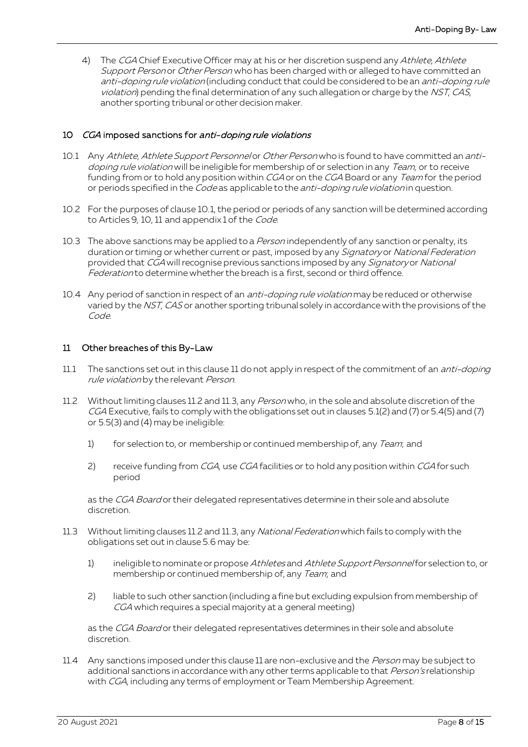4) The *CGA* Chief Executive Officer may at his or her discretion suspend any *Athlete*, *Athlete Support Person* or *Other Person* who has been charged with or alleged to have committed an *anti-doping rule violation* (including conduct that could be considered to be an *anti-doping rule violation*) pending the final determination of any such allegation or charge by the *NST*, *CAS*, another sporting tribunal or other decision maker.

## 10 *CGA* imposed sanctions for *anti-doping rule violations*

10.1 Any *Athlete*, *Athlete Support Personnel* or *Other Person* who is found to have committed an *anti-doping rule violation* will be ineligible for membership of or selection in any *Team*, or to receive funding from or to hold any position within *CGA* or on the *CGA* Board or any *Team* for the period or periods specified in the *Code* as applicable to the *anti-doping rule violation* in question.

10.2 For the purposes of clause 10.1, the period or periods of any sanction will be determined according to Articles 9, 10, 11 and appendix 1 of the *Code*.

10.3 The above sanctions may be applied to a *Person* independently of any sanction or penalty, its duration or timing or whether current or past, imposed by any *Signatory* or *National Federation* provided that *CGA* will recognise previous sanctions imposed by any *Signatory* or *National Federation* to determine whether the breach is a first, second or third offence.

10.4 Any period of sanction in respect of an *anti-doping rule violation* may be reduced or otherwise varied by the *NST*, *CAS* or another sporting tribunal solely in accordance with the provisions of the *Code*.

## 11 Other breaches of this By-Law

11.1 The sanctions set out in this clause 11 do not apply in respect of the commitment of an *anti-doping rule violation* by the relevant *Person*.

11.2 Without limiting clauses 11.2 and 11.3, any *Person* who, in the sole and absolute discretion of the *CGA* Executive, fails to comply with the obligations set out in clauses 5.1(2) and (7) or 5.4(5) and (7) or 5.5(3) and (4) may be ineligible:

1) for selection to, or membership or continued membership of, any *Team*; and

2) receive funding from *CGA*, use *CGA* facilities or to hold any position within *CGA* for such period

as the *CGA Board* or their delegated representatives determine in their sole and absolute discretion.

11.3 Without limiting clauses 11.2 and 11.3, any *National Federation* which fails to comply with the obligations set out in clause 5.6 may be:

1) ineligible to nominate or propose *Athletes* and *Athlete Support Personnel* for selection to, or membership or continued membership of, any *Team*; and

2) liable to such other sanction (including a fine but excluding expulsion from membership of *CGA* which requires a special majority at a general meeting)

as the *CGA Board* or their delegated representatives determines in their sole and absolute discretion.

11.4 Any sanctions imposed under this clause 11 are non-exclusive and the *Person* may be subject to additional sanctions in accordance with any other terms applicable to that *Person's* relationship with *CGA*, including any terms of employment or Team Membership Agreement.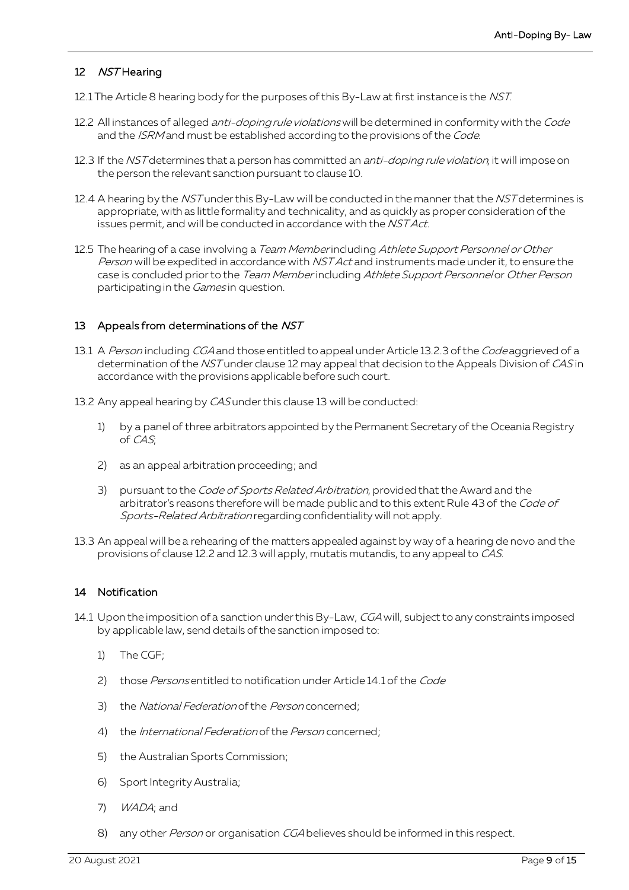## 12 *NST* Hearing

12.1 The Article 8 hearing body for the purposes of this By-Law at first instance is the *NST*.

12.2 All instances of alleged *anti-doping rule violations* will be determined in conformity with the *Code* and the *ISRM* and must be established according to the provisions of the *Code*.

12.3 If the *NST* determines that a person has committed an *anti-doping rule violation*, it will impose on the person the relevant sanction pursuant to clause 10.

12.4 A hearing by the *NST* under this By-Law will be conducted in the manner that the *NST* determines is appropriate, with as little formality and technicality, and as quickly as proper consideration of the issues permit, and will be conducted in accordance with the *NST Act*.

12.5 The hearing of a case involving a *Team Member* including *Athlete Support Personnel or Other Person* will be expedited in accordance with *NST Act* and instruments made under it, to ensure the case is concluded prior to the *Team Member* including *Athlete Support Personnel* or *Other Person* participating in the *Games* in question.

## 13 Appeals from determinations of the *NST*

13.1 A *Person* including *CGA* and those entitled to appeal under Article 13.2.3 of the *Code* aggrieved of a determination of the *NST* under clause 12 may appeal that decision to the Appeals Division of *CAS* in accordance with the provisions applicable before such court.

13.2 Any appeal hearing by *CAS* under this clause 13 will be conducted:

1) by a panel of three arbitrators appointed by the Permanent Secretary of the Oceania Registry of *CAS*;

2) as an appeal arbitration proceeding; and

3) pursuant to the *Code of Sports Related Arbitration*, provided that the Award and the arbitrator's reasons therefore will be made public and to this extent Rule 43 of the *Code of Sports-Related Arbitration* regarding confidentiality will not apply.

13.3 An appeal will be a rehearing of the matters appealed against by way of a hearing de novo and the provisions of clause 12.2 and 12.3 will apply, mutatis mutandis, to any appeal to *CAS*.

## 14 Notification

14.1 Upon the imposition of a sanction under this By-Law, *CGA* will, subject to any constraints imposed by applicable law, send details of the sanction imposed to:

1) The CGF;

2) those *Persons* entitled to notification under Article 14.1 of the *Code*

3) the *National Federation* of the *Person* concerned;

4) the *International Federation* of the *Person* concerned;

5) the Australian Sports Commission;

6) Sport Integrity Australia;

7) *WADA*; and

8) any other *Person* or organisation *CGA* believes should be informed in this respect.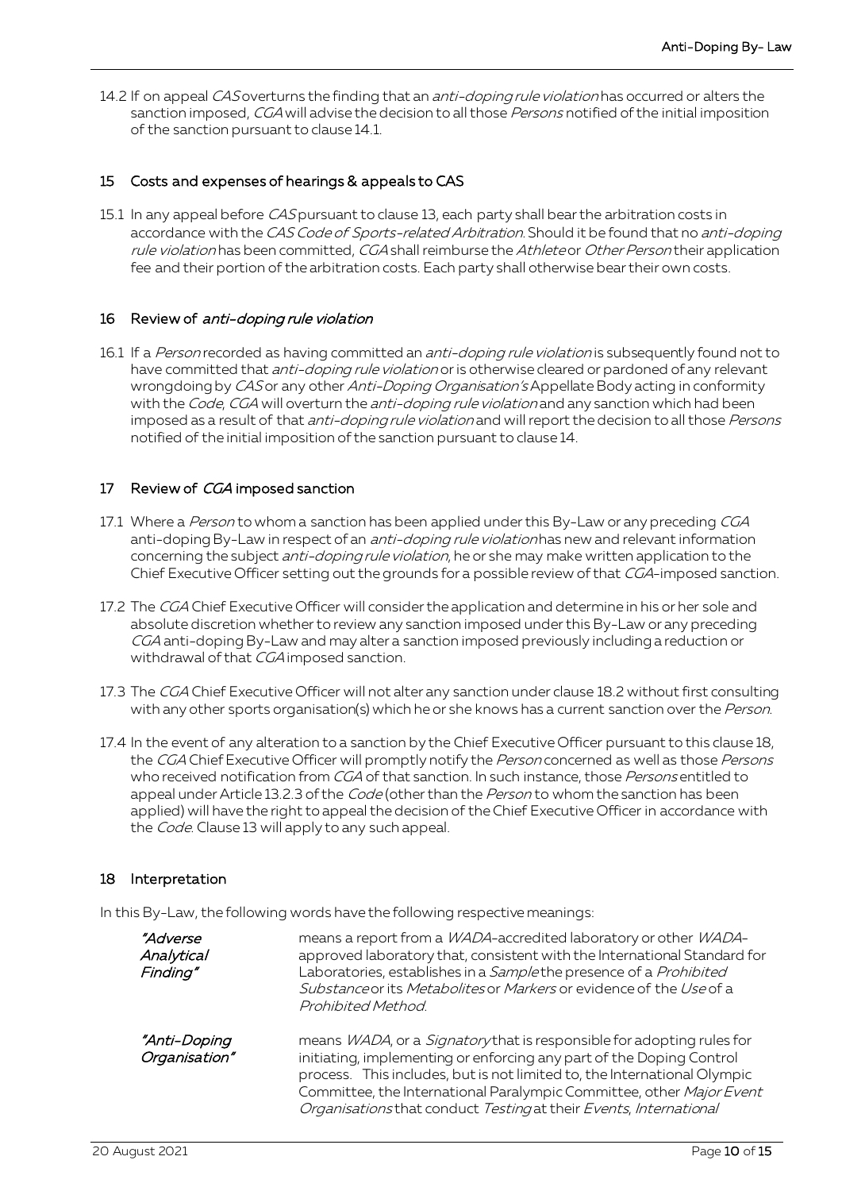14.2 If on appeal *CAS* overturns the finding that an *anti-doping rule violation* has occurred or alters the sanction imposed, *CGA* will advise the decision to all those *Persons* notified of the initial imposition of the sanction pursuant to clause 14.1.

## 15 Costs and expenses of hearings & appeals to CAS

15.1 In any appeal before *CAS* pursuant to clause 13, each party shall bear the arbitration costs in accordance with the *CAS Code of Sports-related Arbitration*. Should it be found that no *anti-doping rule violation* has been committed, *CGA* shall reimburse the *Athlete* or *Other Person* their application fee and their portion of the arbitration costs. Each party shall otherwise bear their own costs.

## 16 Review of *anti-doping rule violation*

16.1 If a *Person* recorded as having committed an *anti-doping rule violation* is subsequently found not to have committed that *anti-doping rule violation* or is otherwise cleared or pardoned of any relevant wrongdoing by *CAS* or any other *Anti-Doping Organisation's* Appellate Body acting in conformity with the *Code*, *CGA* will overturn the *anti-doping rule violation* and any sanction which had been imposed as a result of that *anti-doping rule violation* and will report the decision to all those *Persons* notified of the initial imposition of the sanction pursuant to clause 14.

## 17 Review of *CGA* imposed sanction

17.1 Where a *Person* to whom a sanction has been applied under this By-Law or any preceding *CGA* anti-doping By-Law in respect of an *anti-doping rule violation* has new and relevant information concerning the subject *anti-doping rule violation*, he or she may make written application to the Chief Executive Officer setting out the grounds for a possible review of that *CGA*-imposed sanction.

17.2 The *CGA* Chief Executive Officer will consider the application and determine in his or her sole and absolute discretion whether to review any sanction imposed under this By-Law or any preceding *CGA* anti-doping By-Law and may alter a sanction imposed previously including a reduction or withdrawal of that *CGA* imposed sanction.

17.3 The *CGA* Chief Executive Officer will not alter any sanction under clause 18.2 without first consulting with any other sports organisation(s) which he or she knows has a current sanction over the *Person*.

17.4 In the event of any alteration to a sanction by the Chief Executive Officer pursuant to this clause 18, the *CGA* Chief Executive Officer will promptly notify the *Person* concerned as well as those *Persons* who received notification from *CGA* of that sanction. In such instance, those *Persons* entitled to appeal under Article 13.2.3 of the *Code* (other than the *Person* to whom the sanction has been applied) will have the right to appeal the decision of the Chief Executive Officer in accordance with the *Code*. Clause 13 will apply to any such appeal.

## 18 Interpretation

In this By-Law, the following words have the following respective meanings:

***"Adverse Analytical Finding"*** means a report from a *WADA*-accredited laboratory or other *WADA*-approved laboratory that, consistent with the International Standard for Laboratories, establishes in a *Sample* the presence of a *Prohibited Substance* or its *Metabolites* or *Markers* or evidence of the *Use* of a *Prohibited Method*.

***"Anti-Doping Organisation"*** means *WADA*, or a *Signatory* that is responsible for adopting rules for initiating, implementing or enforcing any part of the Doping Control process. This includes, but is not limited to, the International Olympic Committee, the International Paralympic Committee, other *Major Event Organisations* that conduct *Testing* at their *Events*, *International*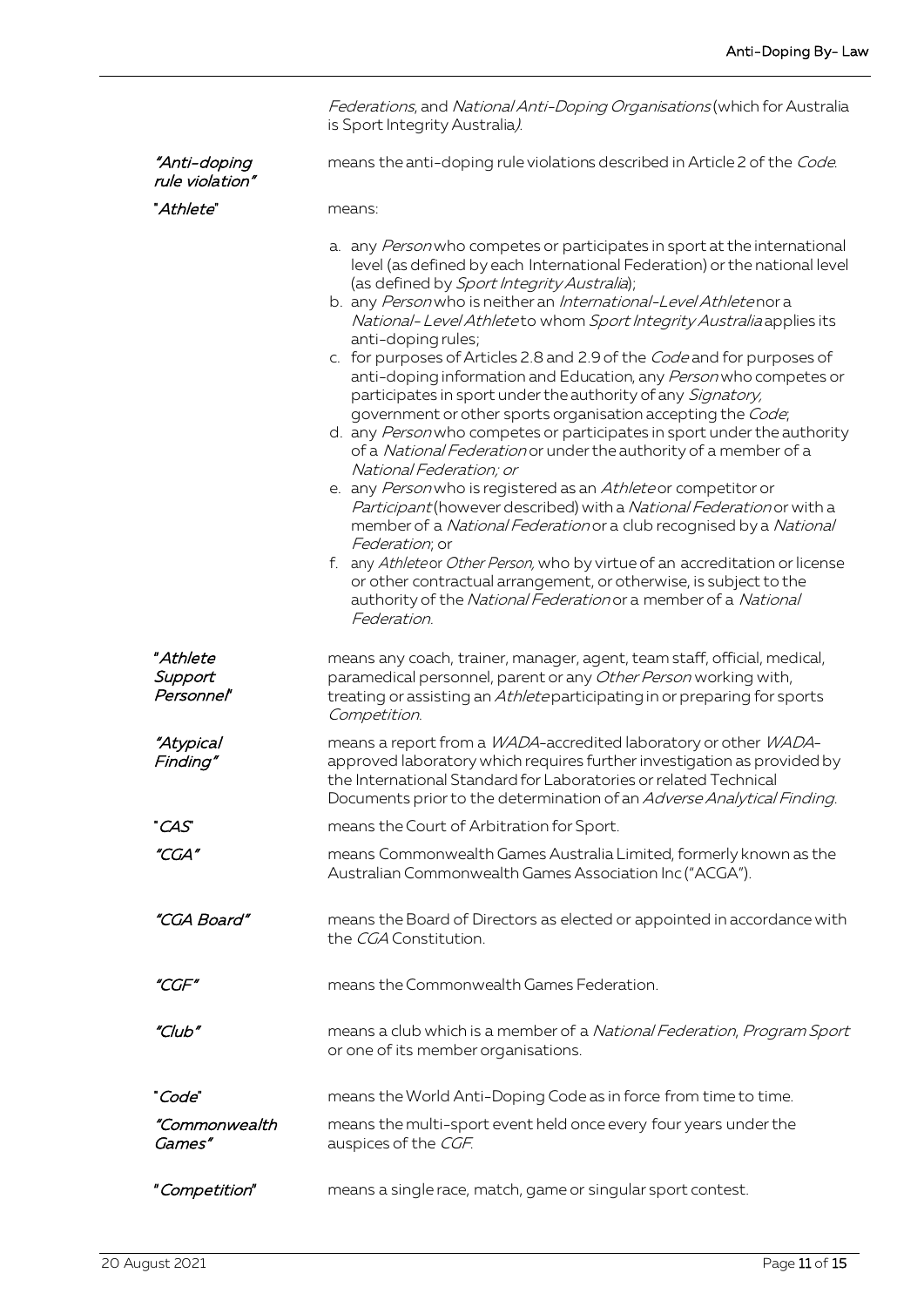*Federations*, and *National Anti-Doping Organisations* (which for Australia is Sport Integrity Australia*)*.

| | |
|---|---|
| *"Anti-doping rule violation"* | means the anti-doping rule violations described in Article 2 of the *Code*. |
| "*Athlete*" | means:<br>a. any *Person* who competes or participates in sport at the international level (as defined by each International Federation) or the national level (as defined by *Sport Integrity Australia*);<br>b. any *Person* who is neither an *International-Level Athlete* nor a *National-Level Athlete* to whom *Sport Integrity Australia* applies its anti-doping rules;<br>c. for purposes of Articles 2.8 and 2.9 of the *Code* and for purposes of anti-doping information and Education, any *Person* who competes or participates in sport under the authority of any *Signatory*, government or other sports organisation accepting the *Code*;<br>d. any *Person* who competes or participates in sport under the authority of a *National Federation* or under the authority of a member of a *National Federation; or*<br>e. any *Person* who is registered as an *Athlete* or competitor or *Participant* (however described) with a *National Federation* or with a member of a *National Federation* or a club recognised by a *National Federation*; or<br>f. any *Athlete* or *Other Person,* who by virtue of an accreditation or license or other contractual arrangement, or otherwise, is subject to the authority of the *National Federation* or a member of a *National Federation*. |
| "*Athlete Support Personnel*" | means any coach, trainer, manager, agent, team staff, official, medical, paramedical personnel, parent or any *Other Person* working with, treating or assisting an *Athlete* participating in or preparing for sports *Competition*. |
| *"Atypical Finding"* | means a report from a *WADA*-accredited laboratory or other *WADA*-approved laboratory which requires further investigation as provided by the International Standard for Laboratories or related Technical Documents prior to the determination of an *Adverse Analytical Finding*. |
| "*CAS*" | means the Court of Arbitration for Sport. |
| *"CGA"* | means Commonwealth Games Australia Limited, formerly known as the Australian Commonwealth Games Association Inc ("ACGA"). |
| *"CGA Board"* | means the Board of Directors as elected or appointed in accordance with the *CGA* Constitution. |
| *"CGF"* | means the Commonwealth Games Federation. |
| *"Club"* | means a club which is a member of a *National Federation*, *Program Sport* or one of its member organisations. |
| "*Code*" | means the World Anti-Doping Code as in force from time to time. |
| *"Commonwealth Games"* | means the multi-sport event held once every four years under the auspices of the *CGF*. |
| "*Competition*" | means a single race, match, game or singular sport contest. |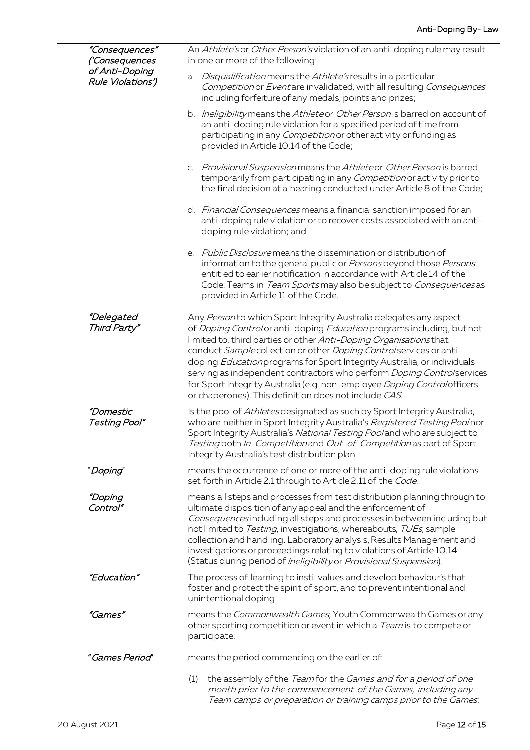**"Consequences" ('Consequences of Anti-Doping Rule Violations')**

An *Athlete's* or *Other Person's* violation of an anti-doping rule may result in one or more of the following:

a. *Disqualification* means the *Athlete's* results in a particular *Competition* or *Event* are invalidated, with all resulting *Consequences* including forfeiture of any medals, points and prizes;

b. *Ineligibility* means the *Athlete* or *Other Person* is barred on account of an anti-doping rule violation for a specified period of time from participating in any *Competition* or other activity or funding as provided in Article 10.14 of the Code;

c. *Provisional Suspension* means the *Athlete* or *Other Person* is barred temporarily from participating in any *Competition* or activity prior to the final decision at a hearing conducted under Article 8 of the Code;

d. *Financial Consequences* means a financial sanction imposed for an anti-doping rule violation or to recover costs associated with an anti-doping rule violation; and

e. *Public Disclosure* means the dissemination or distribution of information to the general public or *Persons* beyond those *Persons* entitled to earlier notification in accordance with Article 14 of the Code. Teams in *Team Sports* may also be subject to *Consequences* as provided in Article 11 of the Code.

**"Delegated Third Party"**

Any *Person* to which Sport Integrity Australia delegates any aspect of *Doping Control* or anti-doping *Education* programs including, but not limited to, third parties or other *Anti-Doping Organisations* that conduct *Sample* collection or other *Doping Control* services or anti-doping *Education* programs for Sport Integrity Australia, or individuals serving as independent contractors who perform *Doping Control* services for Sport Integrity Australia (e.g. non-employee *Doping Control* officers or chaperones). This definition does not include *CAS*.

**"Domestic Testing Pool"**

Is the pool of *Athletes* designated as such by Sport Integrity Australia, who are neither in Sport Integrity Australia's *Registered Testing Pool* nor Sport Integrity Australia's *National Testing Pool* and who are subject to *Testing* both *In-Competition* and *Out-of-Competition* as part of Sport Integrity Australia's test distribution plan.

**"Doping"**

means the occurrence of one or more of the anti-doping rule violations set forth in Article 2.1 through to Article 2.11 of the *Code*.

**"Doping Control"**

means all steps and processes from test distribution planning through to ultimate disposition of any appeal and the enforcement of *Consequences* including all steps and processes in between including but not limited to *Testing*, investigations, whereabouts, *TUEs*, sample collection and handling. Laboratory analysis, Results Management and investigations or proceedings relating to violations of Article 10.14 (Status during period of *Ineligibility* or *Provisional Suspension*).

**"Education"**

The process of learning to instil values and develop behaviour's that foster and protect the spirit of sport, and to prevent intentional and unintentional doping

**"Games"**

means the *Commonwealth Games*, Youth Commonwealth Games or any other sporting competition or event in which a *Team* is to compete or participate.

**"Games Period"**

means the period commencing on the earlier of:

(1) the assembly of the *Team* for the *Games and for a period of one month prior to the commencement of the Games, including any Team camps or preparation or training camps prior to the Games*;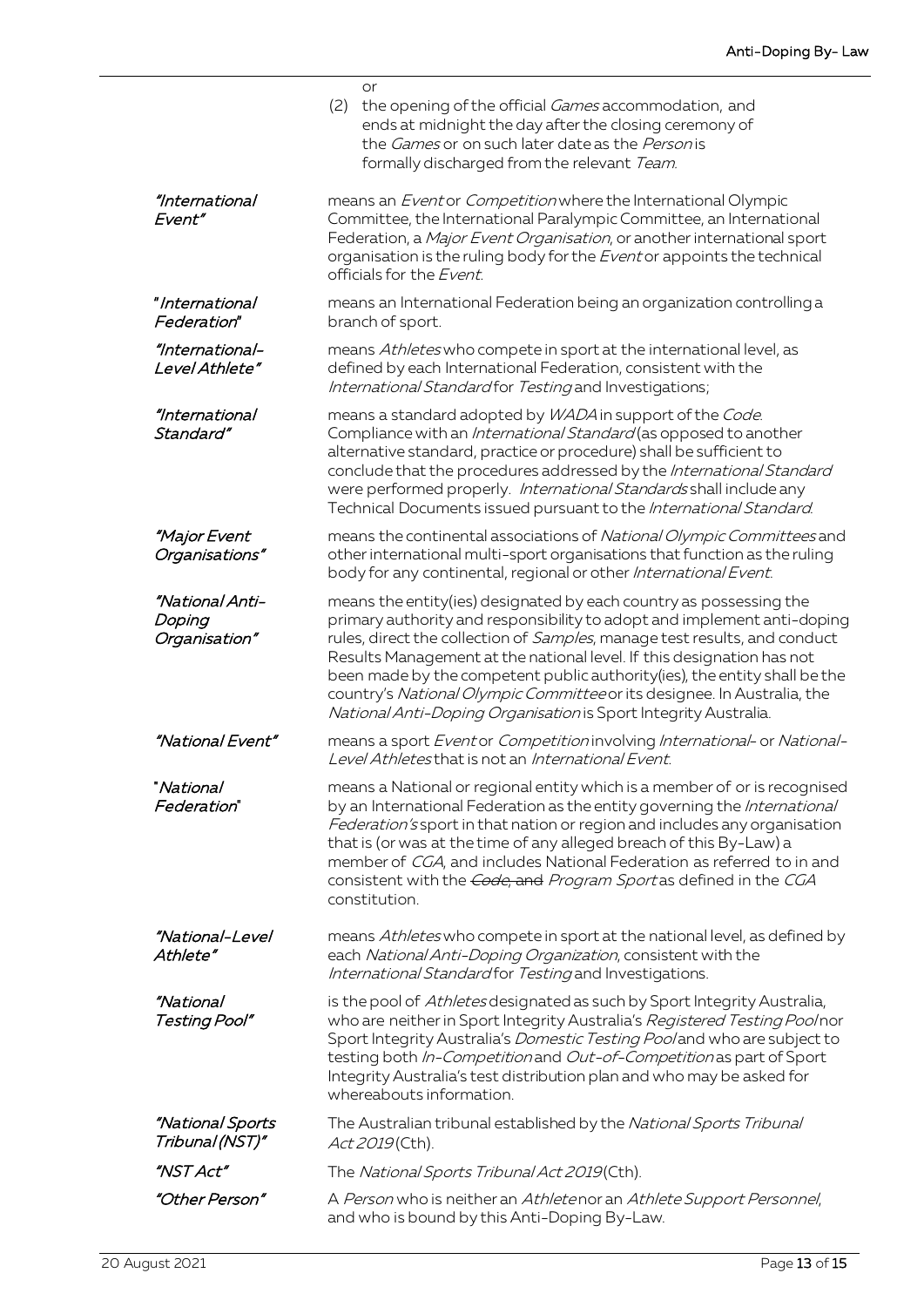or

(2) the opening of the official *Games* accommodation, and ends at midnight the day after the closing ceremony of the *Games* or on such later date as the *Person* is formally discharged from the relevant *Team*.

| | |
|---|---|
| *"International Event"* | means an *Event* or *Competition* where the International Olympic Committee, the International Paralympic Committee, an International Federation, a *Major Event Organisation*, or another international sport organisation is the ruling body for the *Event* or appoints the technical officials for the *Event*. |
| *"International Federation"* | means an International Federation being an organization controlling a branch of sport. |
| *"International-Level Athlete"* | means *Athletes* who compete in sport at the international level, as defined by each International Federation, consistent with the *International Standard* for *Testing* and Investigations; |
| *"International Standard"* | means a standard adopted by *WADA* in support of the *Code*. Compliance with an *International Standard* (as opposed to another alternative standard, practice or procedure) shall be sufficient to conclude that the procedures addressed by the *International Standard* were performed properly. *International Standards* shall include any Technical Documents issued pursuant to the *International Standard*. |
| *"Major Event Organisations"* | means the continental associations of *National Olympic Committees* and other international multi-sport organisations that function as the ruling body for any continental, regional or other *International Event*. |
| *"National Anti-Doping Organisation"* | means the entity(ies) designated by each country as possessing the primary authority and responsibility to adopt and implement anti-doping rules, direct the collection of *Samples*, manage test results, and conduct Results Management at the national level. If this designation has not been made by the competent public authority(ies), the entity shall be the country's *National Olympic Committee* or its designee. In Australia, the *National Anti-Doping Organisation* is Sport Integrity Australia. |
| *"National Event"* | means a sport *Event* or *Competition* involving *International-* or *National-Level Athletes* that is not an *International Event*. |
| *"National Federation"* | means a National or regional entity which is a member of or is recognised by an International Federation as the entity governing the *International Federation's* sport in that nation or region and includes any organisation that is (or was at the time of any alleged breach of this By-Law) a member of *CGA*, and includes National Federation as referred to in and consistent with the ~~*Code*, and~~ *Program Sport* as defined in the *CGA* constitution. |
| *"National-Level Athlete"* | means *Athletes* who compete in sport at the national level, as defined by each *National Anti-Doping Organization*, consistent with the *International Standard* for *Testing* and Investigations. |
| *"National Testing Pool"* | is the pool of *Athletes* designated as such by Sport Integrity Australia, who are neither in Sport Integrity Australia's *Registered Testing Pool* nor Sport Integrity Australia's *Domestic Testing Pool* and who are subject to testing both *In-Competition* and *Out-of-Competition* as part of Sport Integrity Australia's test distribution plan and who may be asked for whereabouts information. |
| *"National Sports Tribunal (NST)"* | The Australian tribunal established by the *National Sports Tribunal Act 2019* (Cth). |
| *"NST Act"* | The *National Sports Tribunal Act 2019* (Cth). |
| *"Other Person"* | A *Person* who is neither an *Athlete* nor an *Athlete Support Personnel*, and who is bound by this Anti-Doping By-Law. |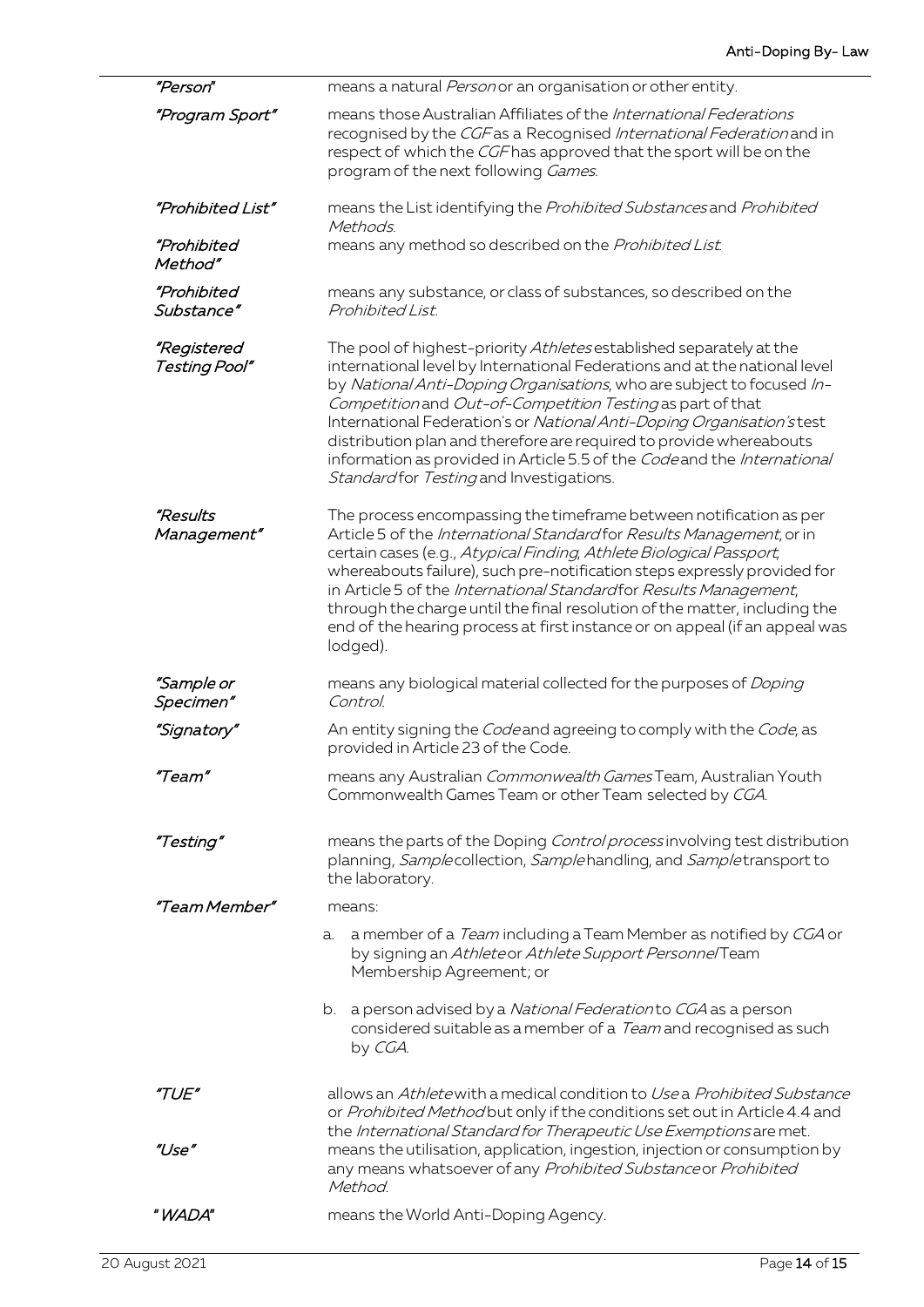| | |
|---|---|
| *"Person"* | means a natural *Person* or an organisation or other entity. |
| *"Program Sport"* | means those Australian Affiliates of the *International Federations* recognised by the *CGF* as a Recognised *International Federation* and in respect of which the *CGF* has approved that the sport will be on the program of the next following *Games*. |
| *"Prohibited List"* | means the List identifying the *Prohibited Substances* and *Prohibited Methods*. |
| *"Prohibited Method"* | means any method so described on the *Prohibited List*. |
| *"Prohibited Substance"* | means any substance, or class of substances, so described on the *Prohibited List*. |
| *"Registered Testing Pool"* | The pool of highest-priority *Athletes* established separately at the international level by International Federations and at the national level by *National Anti-Doping Organisations*, who are subject to focused *In-Competition* and *Out-of-Competition Testing* as part of that International Federation's or *National Anti-Doping Organisation's* test distribution plan and therefore are required to provide whereabouts information as provided in Article 5.5 of the *Code* and the *International Standard* for *Testing* and Investigations. |
| *"Results Management"* | The process encompassing the timeframe between notification as per Article 5 of the *International Standard* for *Results Management*, or in certain cases (e.g., *Atypical Finding*, *Athlete Biological Passport*, whereabouts failure), such pre-notification steps expressly provided for in Article 5 of the *International Standard* for *Results Management*, through the charge until the final resolution of the matter, including the end of the hearing process at first instance or on appeal (if an appeal was lodged). |
| *"Sample or Specimen"* | means any biological material collected for the purposes of *Doping Control*. |
| *"Signatory"* | An entity signing the *Code* and agreeing to comply with the *Code*, as provided in Article 23 of the Code. |
| *"Team"* | means any Australian *Commonwealth Games* Team, Australian Youth Commonwealth Games Team or other Team selected by *CGA*. |
| *"Testing"* | means the parts of the Doping *Control process* involving test distribution planning, *Sample* collection, *Sample* handling, and *Sample* transport to the laboratory. |
| *"Team Member"* | means:<br>a. a member of a *Team* including a Team Member as notified by *CGA* or by signing an *Athlete* or *Athlete Support Personnel* Team Membership Agreement; or<br>b. a person advised by a *National Federation* to *CGA* as a person considered suitable as a member of a *Team* and recognised as such by *CGA*. |
| *"TUE"* | allows an *Athlete* with a medical condition to *Use* a *Prohibited Substance* or *Prohibited Method* but only if the conditions set out in Article 4.4 and the *International Standard for Therapeutic Use Exemptions* are met. |
| *"Use"* | means the utilisation, application, ingestion, injection or consumption by any means whatsoever of any *Prohibited Substance* or *Prohibited Method*. |
| *"WADA"* | means the World Anti-Doping Agency. |

20 August 2021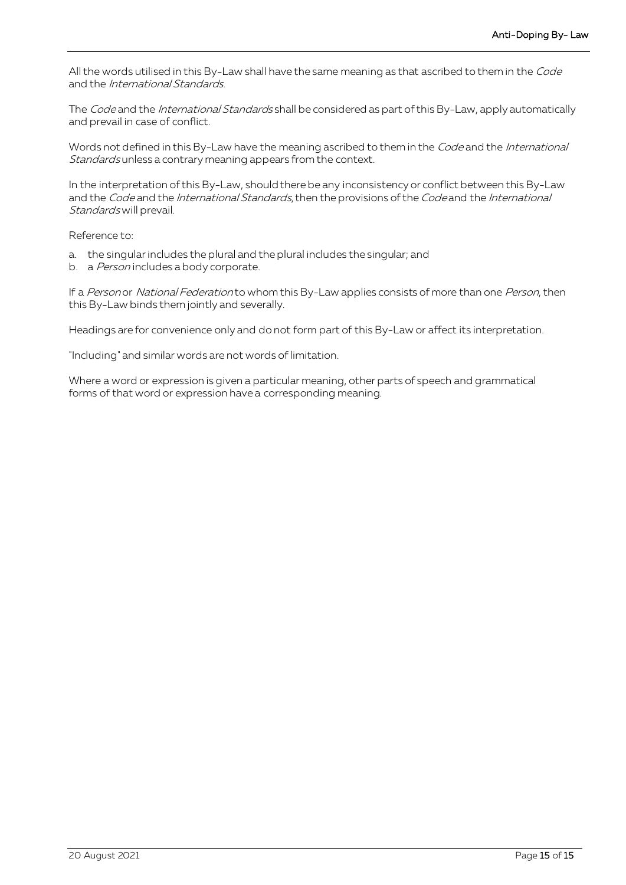All the words utilised in this By-Law shall have the same meaning as that ascribed to them in the *Code* and the *International Standards*.

The *Code* and the *International Standards* shall be considered as part of this By-Law, apply automatically and prevail in case of conflict.

Words not defined in this By-Law have the meaning ascribed to them in the *Code* and the *International Standards* unless a contrary meaning appears from the context.

In the interpretation of this By-Law, should there be any inconsistency or conflict between this By-Law and the *Code* and the *International Standards*, then the provisions of the *Code* and the *International Standards* will prevail.

Reference to:

a. the singular includes the plural and the plural includes the singular; and
b. a *Person* includes a body corporate.

If a *Person* or *National Federation* to whom this By-Law applies consists of more than one *Person*, then this By-Law binds them jointly and severally.

Headings are for convenience only and do not form part of this By-Law or affect its interpretation.

"Including" and similar words are not words of limitation.

Where a word or expression is given a particular meaning, other parts of speech and grammatical forms of that word or expression have a corresponding meaning.